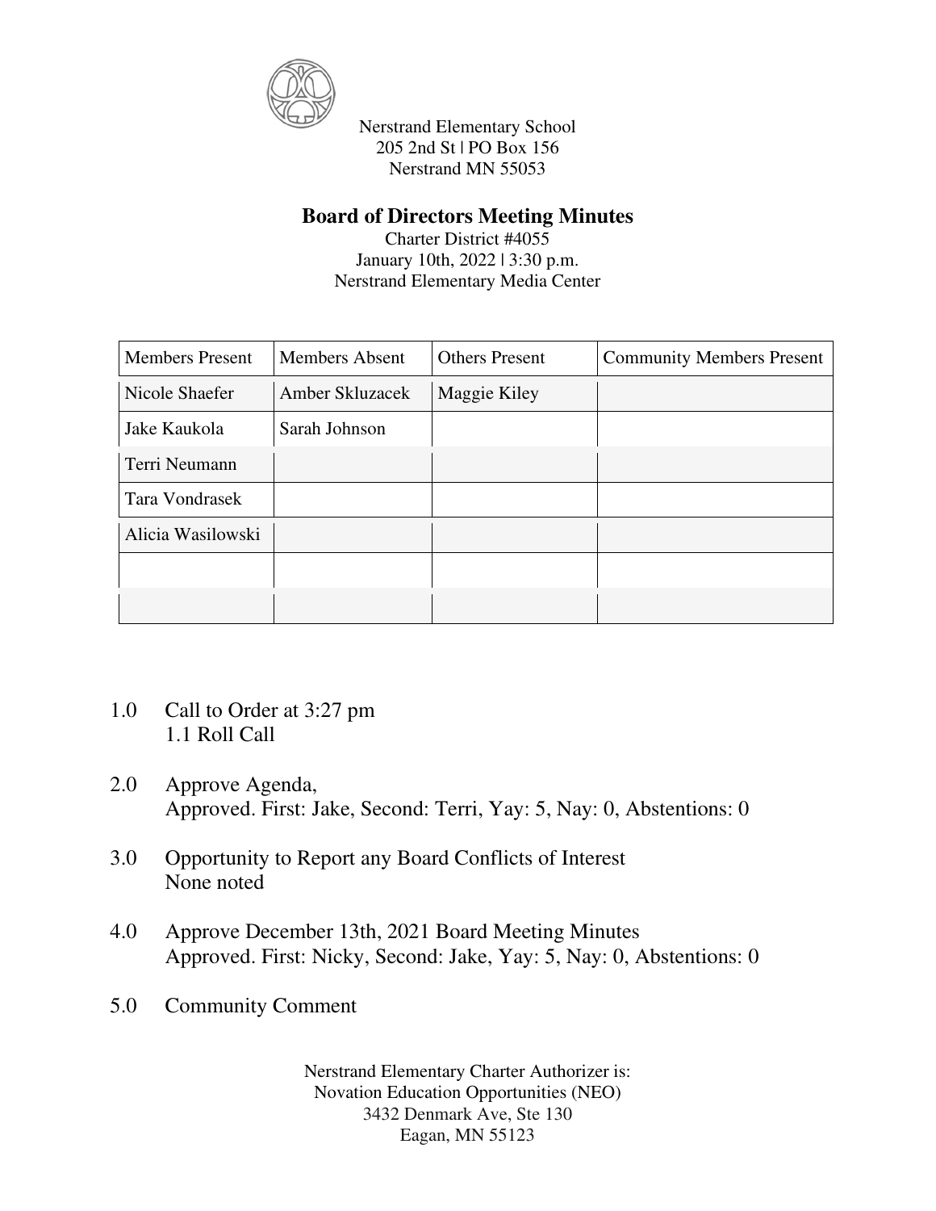Nerstrand Elementary School
205 2nd St | PO Box 156
Nerstrand MN 55053

# Board of Directors Meeting Minutes

Charter District #4055
January 10th, 2022 | 3:30 p.m.
Nerstrand Elementary Media Center

| Members Present | Members Absent | Others Present | Community Members Present |
|---|---|---|---|
| Nicole Shaefer | Amber Skluzacek | Maggie Kiley | |
| Jake Kaukola | Sarah Johnson | | |
| Terri Neumann | | | |
| Tara Vondrasek | | | |
| Alicia Wasilowski | | | |
| | | | |
| | | | |

1.0 Call to Order at 3:27 pm
  1.1 Roll Call

2.0 Approve Agenda,
  Approved. First: Jake, Second: Terri, Yay: 5, Nay: 0, Abstentions: 0

3.0 Opportunity to Report any Board Conflicts of Interest
  None noted

4.0 Approve December 13th, 2021 Board Meeting Minutes
  Approved. First: Nicky, Second: Jake, Yay: 5, Nay: 0, Abstentions: 0

5.0 Community Comment

Nerstrand Elementary Charter Authorizer is:
Novation Education Opportunities (NEO)
3432 Denmark Ave, Ste 130
Eagan, MN 55123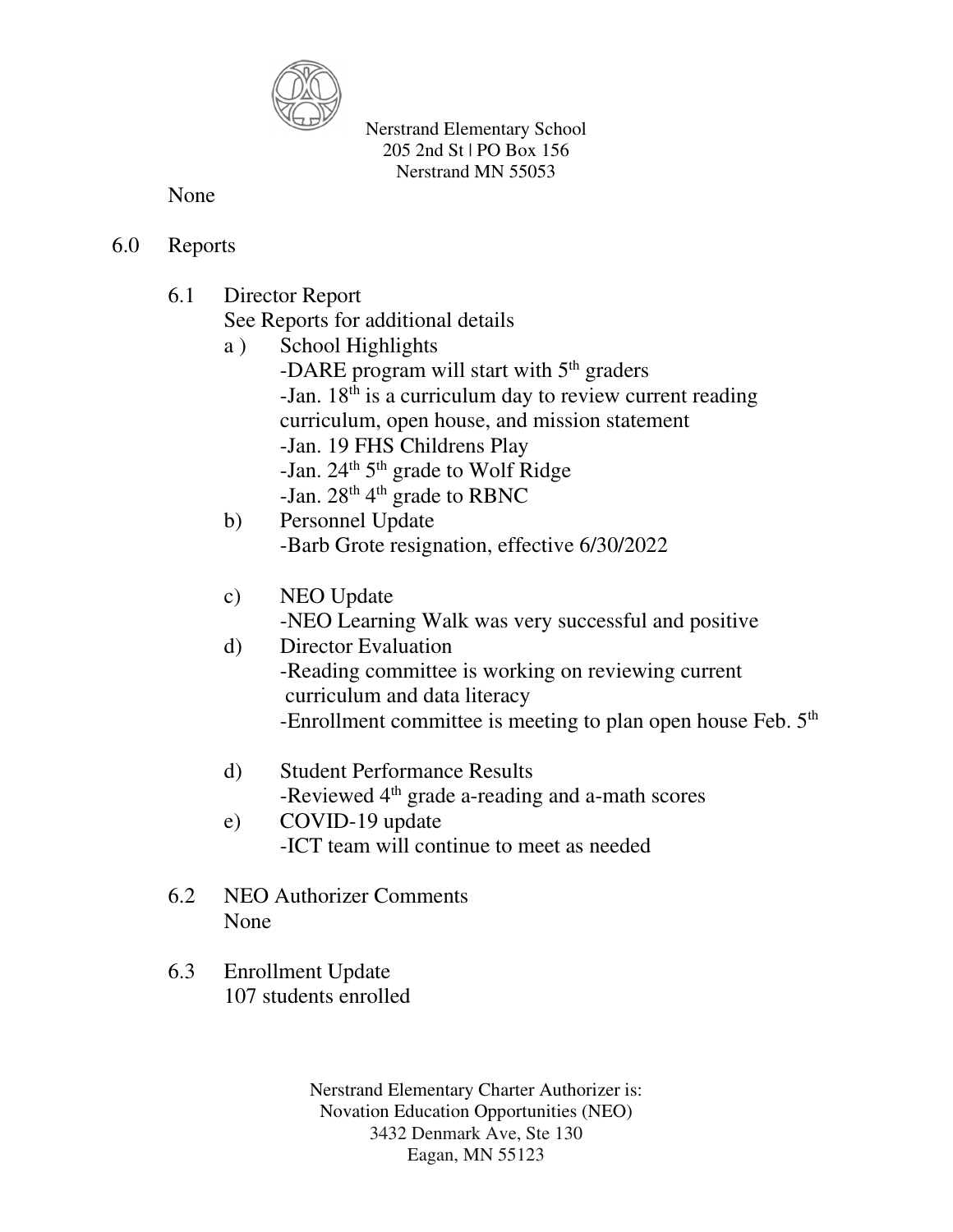None

6.0 Reports

6.1 Director Report

See Reports for additional details

a ) School Highlights
- -DARE program will start with 5th graders
- -Jan. 18th is a curriculum day to review current reading curriculum, open house, and mission statement
- -Jan. 19 FHS Childrens Play
- -Jan. 24th 5th grade to Wolf Ridge
- -Jan. 28th 4th grade to RBNC

b) Personnel Update
- -Barb Grote resignation, effective 6/30/2022

c) NEO Update
- -NEO Learning Walk was very successful and positive

d) Director Evaluation
- -Reading committee is working on reviewing current curriculum and data literacy
- -Enrollment committee is meeting to plan open house Feb. 5th

d) Student Performance Results
- -Reviewed 4th grade a-reading and a-math scores

e) COVID-19 update
- -ICT team will continue to meet as needed

6.2 NEO Authorizer Comments

None

6.3 Enrollment Update

107 students enrolled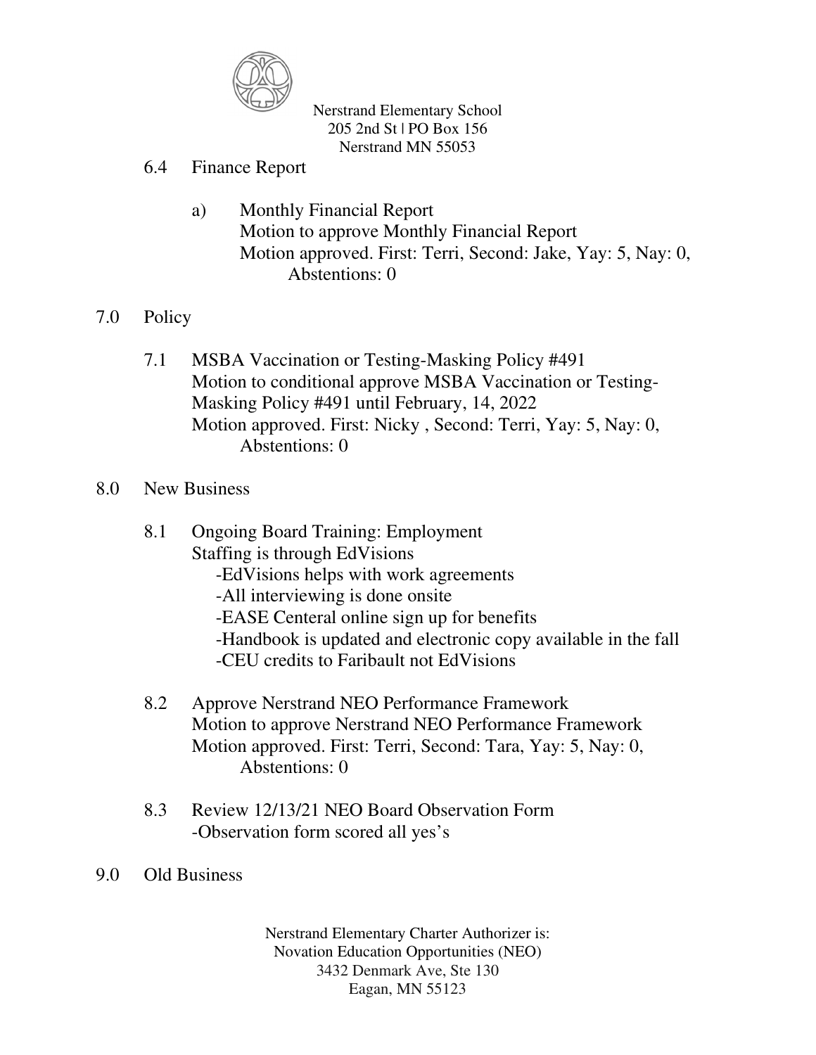### 6.4 Finance Report

a) Monthly Financial Report
Motion to approve Monthly Financial Report
Motion approved. First: Terri, Second: Jake, Yay: 5, Nay: 0, Abstentions: 0

## 7.0 Policy

### 7.1 MSBA Vaccination or Testing-Masking Policy #491

Motion to conditional approve MSBA Vaccination or Testing-Masking Policy #491 until February, 14, 2022
Motion approved. First: Nicky , Second: Terri, Yay: 5, Nay: 0, Abstentions: 0

## 8.0 New Business

### 8.1 Ongoing Board Training: Employment

Staffing is through EdVisions

- EdVisions helps with work agreements
- All interviewing is done onsite
- EASE Centeral online sign up for benefits
- Handbook is updated and electronic copy available in the fall
- CEU credits to Faribault not EdVisions

### 8.2 Approve Nerstrand NEO Performance Framework

Motion to approve Nerstrand NEO Performance Framework
Motion approved. First: Terri, Second: Tara, Yay: 5, Nay: 0, Abstentions: 0

### 8.3 Review 12/13/21 NEO Board Observation Form

- Observation form scored all yes's

## 9.0 Old Business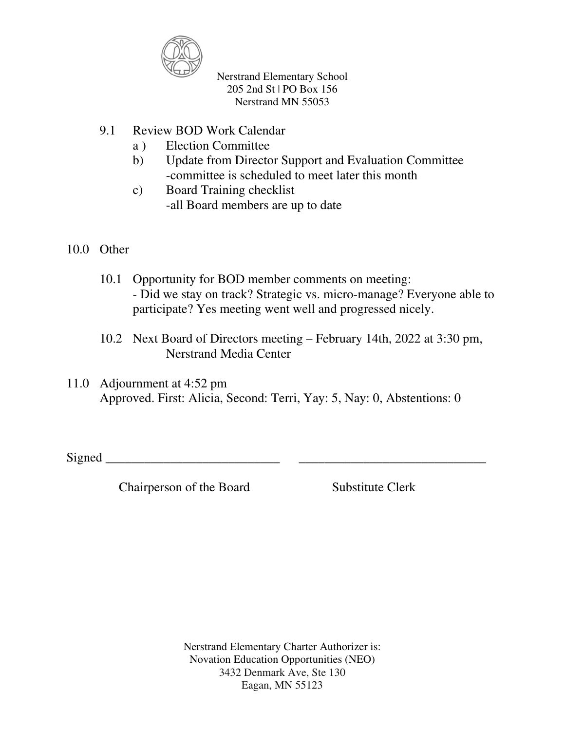Nerstrand Elementary School
205 2nd St | PO Box 156
Nerstrand MN 55053

9.1 Review BOD Work Calendar
- a ) Election Committee
- b) Update from Director Support and Evaluation Committee
  -committee is scheduled to meet later this month
- c) Board Training checklist
  -all Board members are up to date

10.0 Other

10.1 Opportunity for BOD member comments on meeting:
- Did we stay on track? Strategic vs. micro-manage? Everyone able to participate? Yes meeting went well and progressed nicely.

10.2 Next Board of Directors meeting – February 14th, 2022 at 3:30 pm, Nerstrand Media Center

11.0 Adjournment at 4:52 pm
Approved. First: Alicia, Second: Terri, Yay: 5, Nay: 0, Abstentions: 0

Signed ___________________________ ____________________________

Chairperson of the Board Substitute Clerk

Nerstrand Elementary Charter Authorizer is:
Novation Education Opportunities (NEO)
3432 Denmark Ave, Ste 130
Eagan, MN 55123